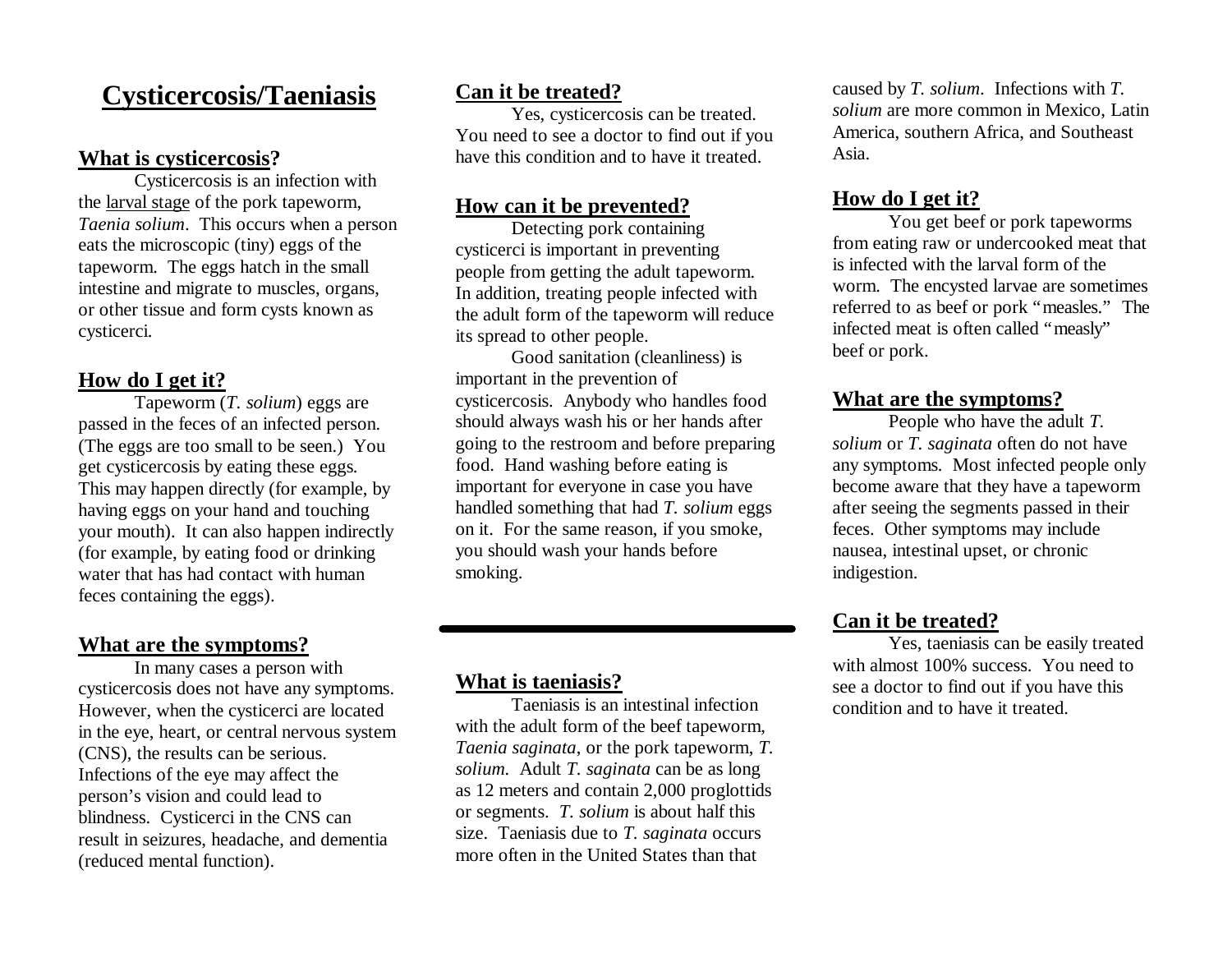# Cysticercosis/Taeniasis

## What is cysticercosis?

Cysticercosis is an infection with the larval stage of the pork tapeworm, *Taenia solium*. This occurs when a person eats the microscopic (tiny) eggs of the tapeworm. The eggs hatch in the small intestine and migrate to muscles, organs, or other tissue and form cysts known as cysticerci.

## How do I get it?

Tapeworm (*T. solium*) eggs are passed in the feces of an infected person. (The eggs are too small to be seen.) You get cysticercosis by eating these eggs. This may happen directly (for example, by having eggs on your hand and touching your mouth). It can also happen indirectly (for example, by eating food or drinking water that has had contact with human feces containing the eggs).

## What are the symptoms?

In many cases a person with cysticercosis does not have any symptoms. However, when the cysticerci are located in the eye, heart, or central nervous system (CNS), the results can be serious. Infections of the eye may affect the person's vision and could lead to blindness. Cysticerci in the CNS can result in seizures, headache, and dementia (reduced mental function).

## Can it be treated?

Yes, cysticercosis can be treated. You need to see a doctor to find out if you have this condition and to have it treated.

## How can it be prevented?

Detecting pork containing cysticerci is important in preventing people from getting the adult tapeworm. In addition, treating people infected with the adult form of the tapeworm will reduce its spread to other people.

Good sanitation (cleanliness) is important in the prevention of cysticercosis. Anybody who handles food should always wash his or her hands after going to the restroom and before preparing food. Hand washing before eating is important for everyone in case you have handled something that had *T. solium* eggs on it. For the same reason, if you smoke, you should wash your hands before smoking.

---

## What is taeniasis?

Taeniasis is an intestinal infection with the adult form of the beef tapeworm, *Taenia saginata*, or the pork tapeworm, *T. solium*. Adult *T. saginata* can be as long as 12 meters and contain 2,000 proglottids or segments. *T. solium* is about half this size. Taeniasis due to *T. saginata* occurs more often in the United States than that caused by *T. solium*. Infections with *T. solium* are more common in Mexico, Latin America, southern Africa, and Southeast Asia.

## How do I get it?

You get beef or pork tapeworms from eating raw or undercooked meat that is infected with the larval form of the worm. The encysted larvae are sometimes referred to as beef or pork "measles." The infected meat is often called "measly" beef or pork.

## What are the symptoms?

People who have the adult *T. solium* or *T. saginata* often do not have any symptoms. Most infected people only become aware that they have a tapeworm after seeing the segments passed in their feces. Other symptoms may include nausea, intestinal upset, or chronic indigestion.

## Can it be treated?

Yes, taeniasis can be easily treated with almost 100% success. You need to see a doctor to find out if you have this condition and to have it treated.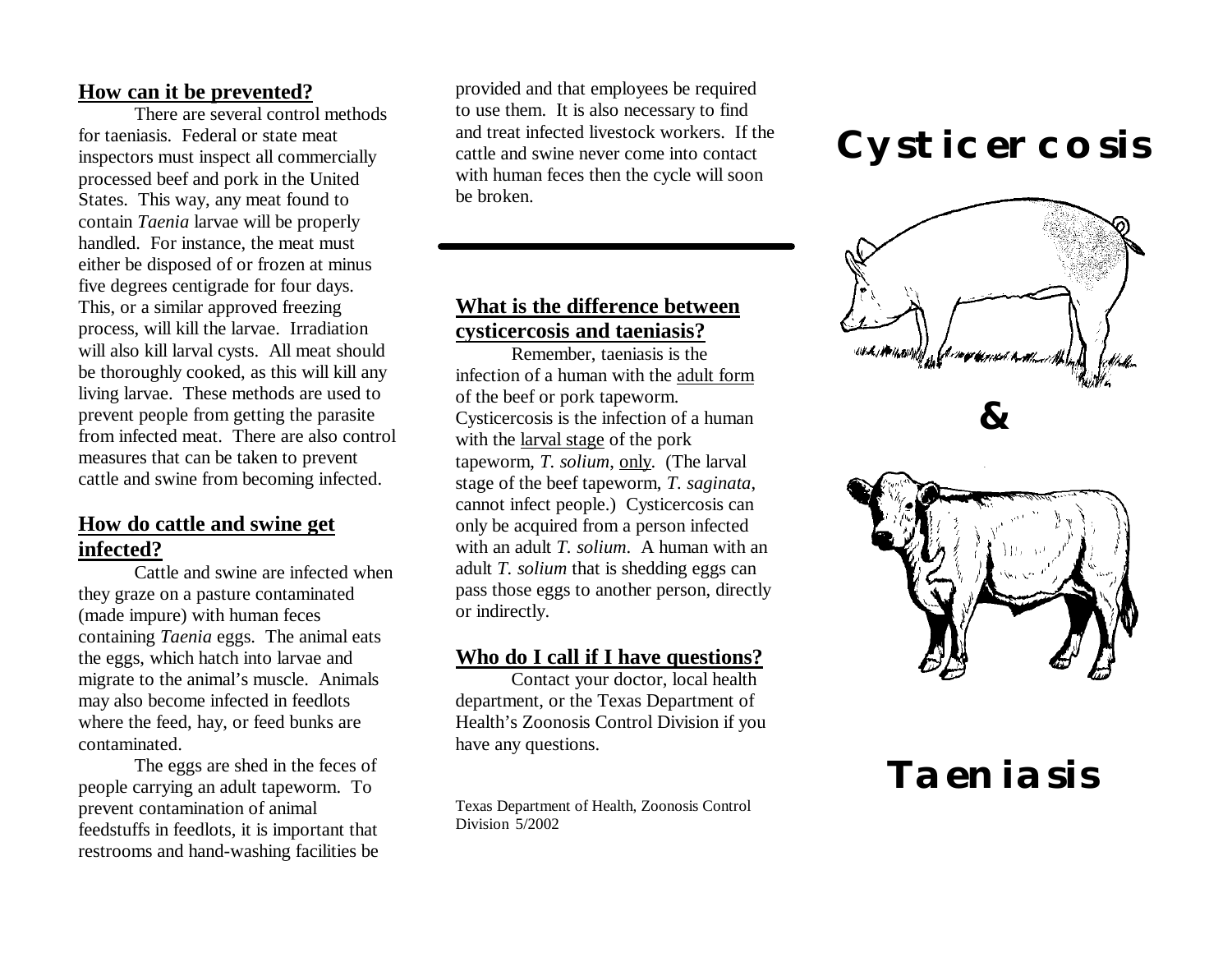## How can it be prevented?

There are several control methods for taeniasis. Federal or state meat inspectors must inspect all commercially processed beef and pork in the United States. This way, any meat found to contain *Taenia* larvae will be properly handled. For instance, the meat must either be disposed of or frozen at minus five degrees centigrade for four days. This, or a similar approved freezing process, will kill the larvae. Irradiation will also kill larval cysts. All meat should be thoroughly cooked, as this will kill any living larvae. These methods are used to prevent people from getting the parasite from infected meat. There are also control measures that can be taken to prevent cattle and swine from becoming infected.

## How do cattle and swine get infected?

Cattle and swine are infected when they graze on a pasture contaminated (made impure) with human feces containing *Taenia* eggs. The animal eats the eggs, which hatch into larvae and migrate to the animal's muscle. Animals may also become infected in feedlots where the feed, hay, or feed bunks are contaminated.

The eggs are shed in the feces of people carrying an adult tapeworm. To prevent contamination of animal feedstuffs in feedlots, it is important that restrooms and hand-washing facilities be provided and that employees be required to use them. It is also necessary to find and treat infected livestock workers. If the cattle and swine never come into contact with human feces then the cycle will soon be broken.

---

## What is the difference between cysticercosis and taeniasis?

Remember, taeniasis is the infection of a human with the adult form of the beef or pork tapeworm. Cysticercosis is the infection of a human with the larval stage of the pork tapeworm, *T. solium*, only. (The larval stage of the beef tapeworm, *T. saginata*, cannot infect people.) Cysticercosis can only be acquired from a person infected with an adult *T. solium*. A human with an adult *T. solium* that is shedding eggs can pass those eggs to another person, directly or indirectly.

## Who do I call if I have questions?

Contact your doctor, local health department, or the Texas Department of Health's Zoonosis Control Division if you have any questions.

Texas Department of Health, Zoonosis Control Division 5/2002

# Cysticercosis

# &

# Taeniasis